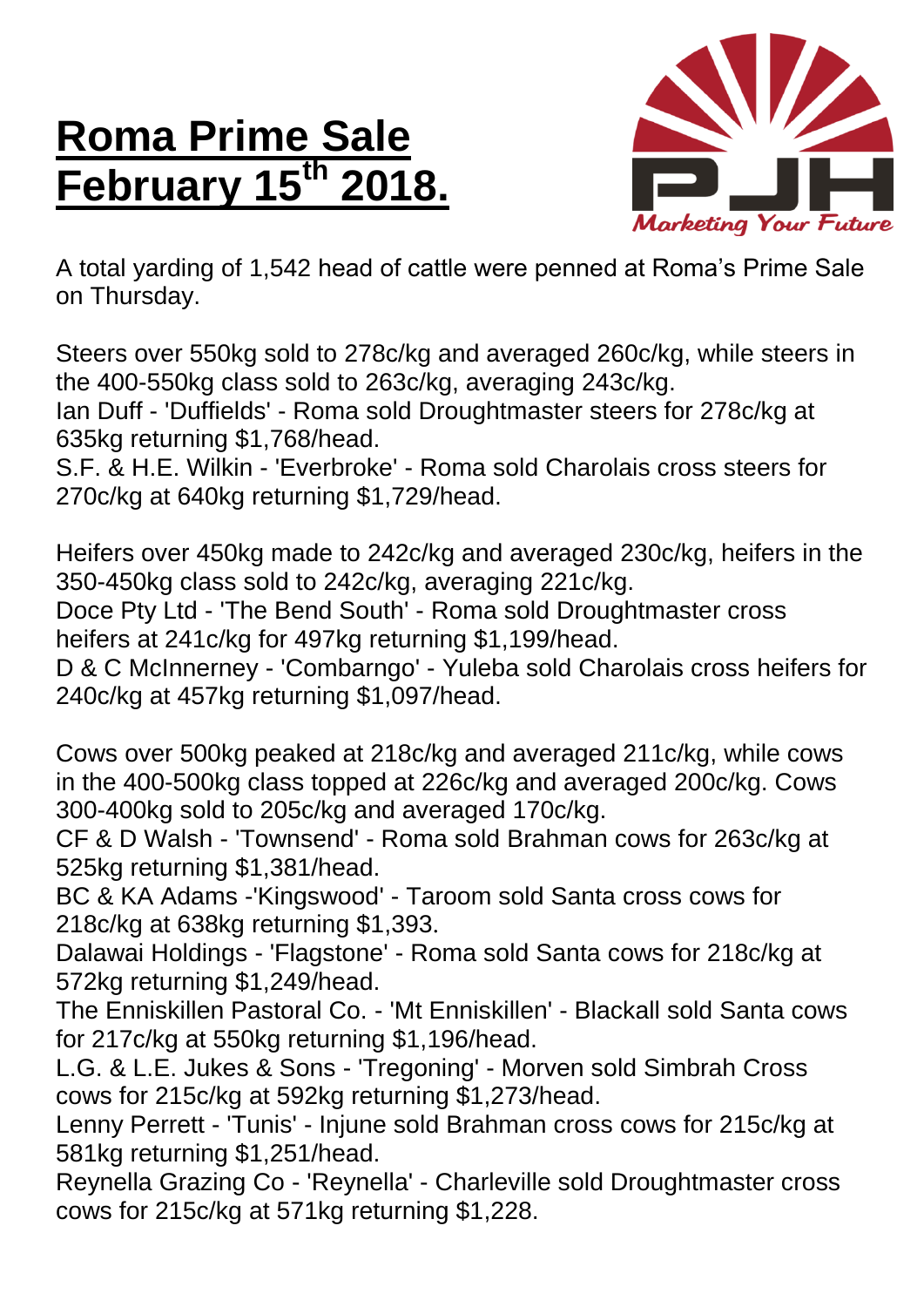# Roma Prime Sale February 15th 2018.

Marketing Your Future

A total yarding of 1,542 head of cattle were penned at Roma's Prime Sale on Thursday.

Steers over 550kg sold to 278c/kg and averaged 260c/kg, while steers in the 400-550kg class sold to 263c/kg, averaging 243c/kg.
Ian Duff - 'Duffields' - Roma sold Droughtmaster steers for 278c/kg at 635kg returning $1,768/head.
S.F. & H.E. Wilkin - 'Everbroke' - Roma sold Charolais cross steers for 270c/kg at 640kg returning $1,729/head.

Heifers over 450kg made to 242c/kg and averaged 230c/kg, heifers in the 350-450kg class sold to 242c/kg, averaging 221c/kg.
Doce Pty Ltd - 'The Bend South' - Roma sold Droughtmaster cross heifers at 241c/kg for 497kg returning $1,199/head.
D & C McInnerney - 'Combarngo' - Yuleba sold Charolais cross heifers for 240c/kg at 457kg returning $1,097/head.

Cows over 500kg peaked at 218c/kg and averaged 211c/kg, while cows in the 400-500kg class topped at 226c/kg and averaged 200c/kg. Cows 300-400kg sold to 205c/kg and averaged 170c/kg.
CF & D Walsh - 'Townsend' - Roma sold Brahman cows for 263c/kg at 525kg returning $1,381/head.
BC & KA Adams -'Kingswood' - Taroom sold Santa cross cows for 218c/kg at 638kg returning $1,393.
Dalawai Holdings - 'Flagstone' - Roma sold Santa cows for 218c/kg at 572kg returning $1,249/head.
The Enniskillen Pastoral Co. - 'Mt Enniskillen' - Blackall sold Santa cows for 217c/kg at 550kg returning $1,196/head.
L.G. & L.E. Jukes & Sons - 'Tregoning' - Morven sold Simbrah Cross cows for 215c/kg at 592kg returning $1,273/head.
Lenny Perrett - 'Tunis' - Injune sold Brahman cross cows for 215c/kg at 581kg returning $1,251/head.
Reynella Grazing Co - 'Reynella' - Charleville sold Droughtmaster cross cows for 215c/kg at 571kg returning $1,228.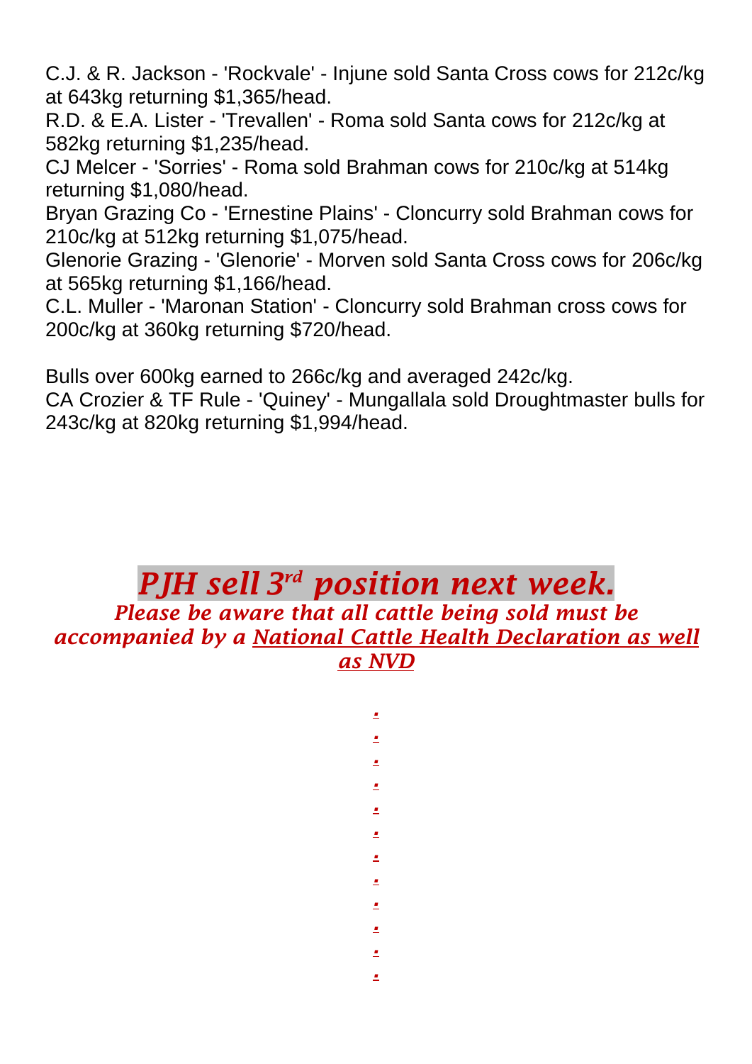C.J. & R. Jackson - 'Rockvale' - Injune sold Santa Cross cows for 212c/kg at 643kg returning $1,365/head.
R.D. & E.A. Lister - 'Trevallen' - Roma sold Santa cows for 212c/kg at 582kg returning $1,235/head.
CJ Melcer - 'Sorries' - Roma sold Brahman cows for 210c/kg at 514kg returning $1,080/head.
Bryan Grazing Co - 'Ernestine Plains' - Cloncurry sold Brahman cows for 210c/kg at 512kg returning $1,075/head.
Glenorie Grazing - 'Glenorie' - Morven sold Santa Cross cows for 206c/kg at 565kg returning $1,166/head.
C.L. Muller - 'Maronan Station' - Cloncurry sold Brahman cross cows for 200c/kg at 360kg returning $720/head.

Bulls over 600kg earned to 266c/kg and averaged 242c/kg.
CA Crozier & TF Rule - 'Quiney' - Mungallala sold Droughtmaster bulls for 243c/kg at 820kg returning $1,994/head.

## *PJH sell 3rd position next week.*

***Please be aware that all cattle being sold must be accompanied by a National Cattle Health Declaration as well as NVD***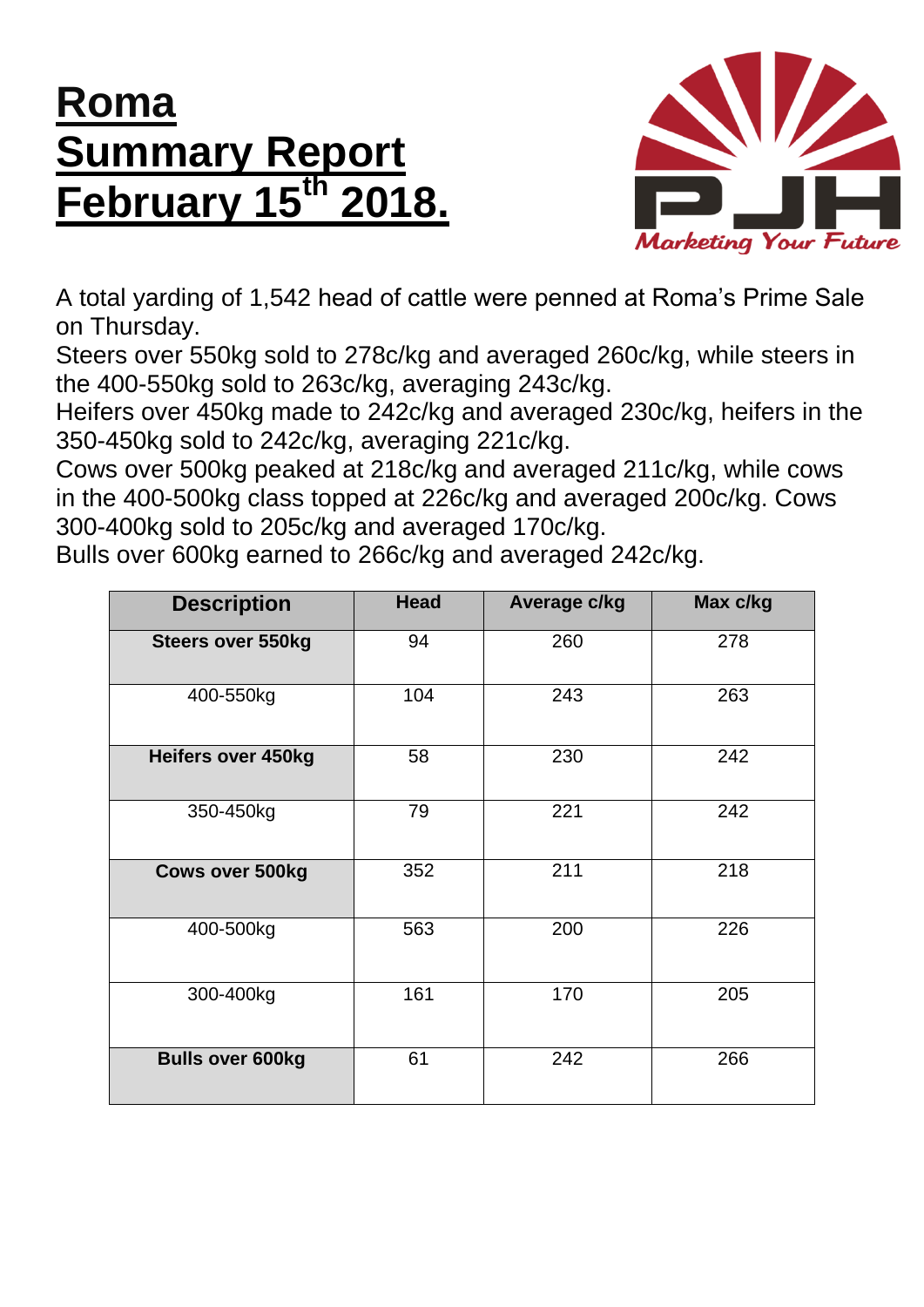# Roma Summary Report February 15th 2018.

Marketing Your Future

A total yarding of 1,542 head of cattle were penned at Roma's Prime Sale on Thursday.

Steers over 550kg sold to 278c/kg and averaged 260c/kg, while steers in the 400-550kg sold to 263c/kg, averaging 243c/kg.

Heifers over 450kg made to 242c/kg and averaged 230c/kg, heifers in the 350-450kg sold to 242c/kg, averaging 221c/kg.

Cows over 500kg peaked at 218c/kg and averaged 211c/kg, while cows in the 400-500kg class topped at 226c/kg and averaged 200c/kg. Cows 300-400kg sold to 205c/kg and averaged 170c/kg.

Bulls over 600kg earned to 266c/kg and averaged 242c/kg.

| Description | Head | Average c/kg | Max c/kg |
|---|---|---|---|
| **Steers over 550kg** | 94 | 260 | 278 |
| 400-550kg | 104 | 243 | 263 |
| **Heifers over 450kg** | 58 | 230 | 242 |
| 350-450kg | 79 | 221 | 242 |
| **Cows over 500kg** | 352 | 211 | 218 |
| 400-500kg | 563 | 200 | 226 |
| 300-400kg | 161 | 170 | 205 |
| **Bulls over 600kg** | 61 | 242 | 266 |